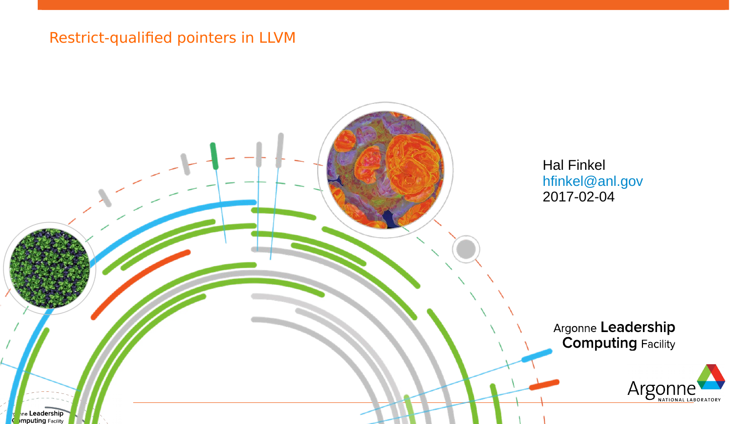# Restrict-qualified pointers in LLVM

Hal Finkel
hfinkel@anl.gov
2017-02-04

Argonne **Leadership Computing** Facility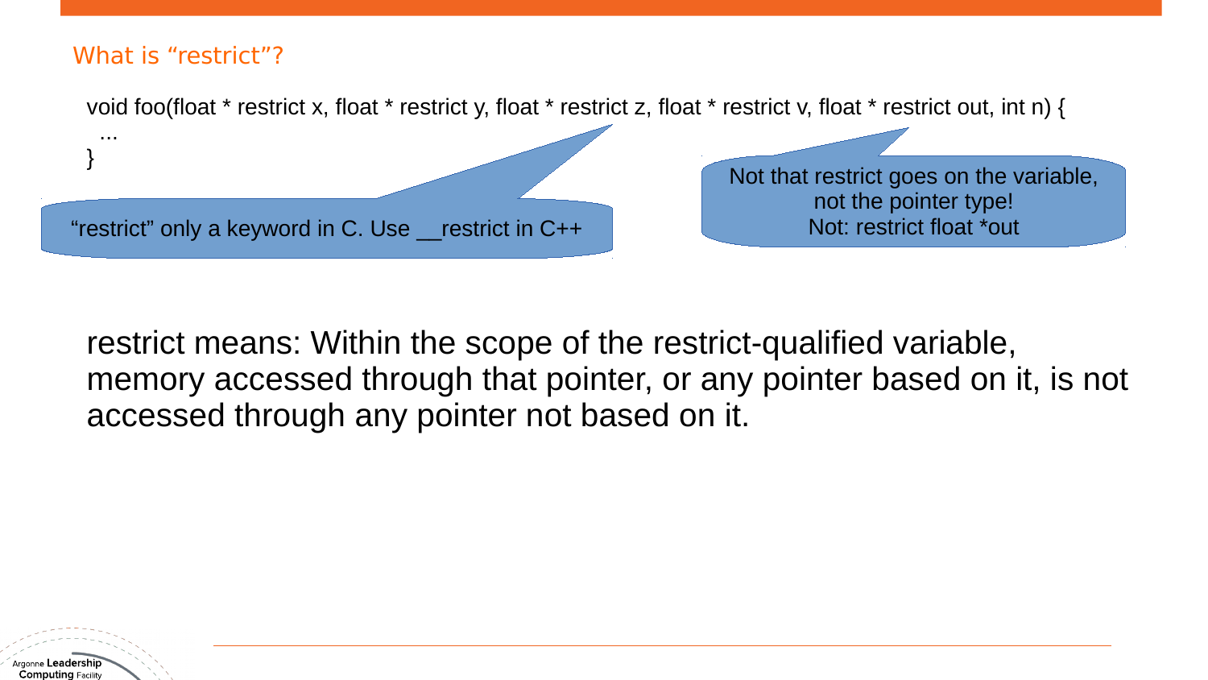## What is “restrict”?

```
void foo(float * restrict x, float * restrict y, float * restrict z, float * restrict v, float * restrict out, int n) {
  ...
}
```

“restrict” only a keyword in C. Use __restrict in C++

Not that restrict goes on the variable, not the pointer type!
Not: restrict float *out

restrict means: Within the scope of the restrict-qualified variable, memory accessed through that pointer, or any pointer based on it, is not accessed through any pointer not based on it.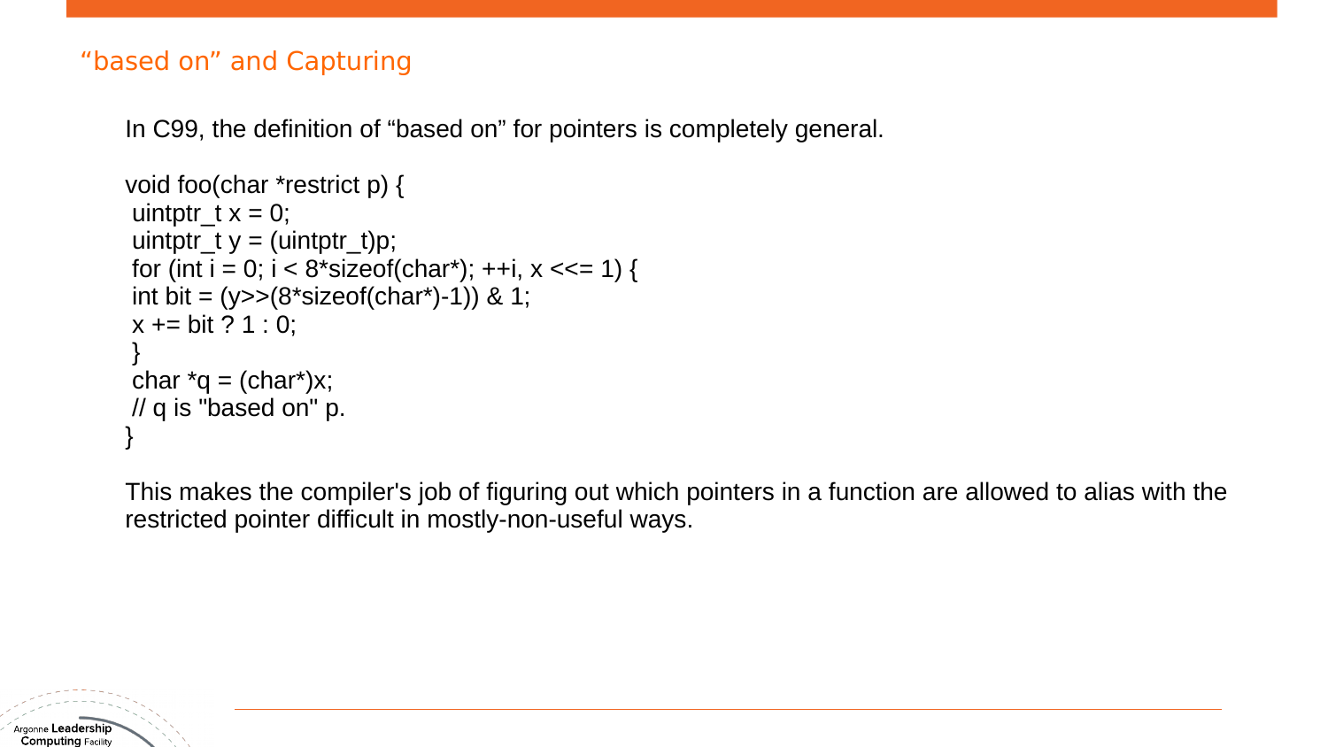## “based on” and Capturing

In C99, the definition of “based on” for pointers is completely general.

```
void foo(char *restrict p) {
 uintptr_t x = 0;
 uintptr_t y = (uintptr_t)p;
 for (int i = 0; i < 8*sizeof(char*); ++i, x <<= 1) {
 int bit = (y>>(8*sizeof(char*)-1)) & 1;
 x += bit ? 1 : 0;
 }
 char *q = (char*)x;
 // q is "based on" p.
}
```

This makes the compiler's job of figuring out which pointers in a function are allowed to alias with the restricted pointer difficult in mostly-non-useful ways.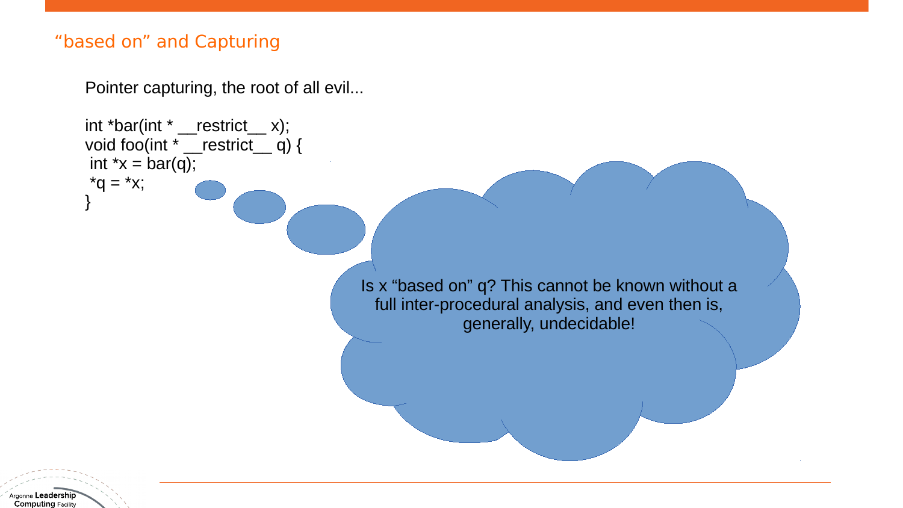## “based on” and Capturing

Pointer capturing, the root of all evil...

```
int *bar(int * __restrict__ x);
void foo(int * __restrict__ q) {
 int *x = bar(q);
 *q = *x;
}
```

Is x “based on” q? This cannot be known without a full inter-procedural analysis, and even then is, generally, undecidable!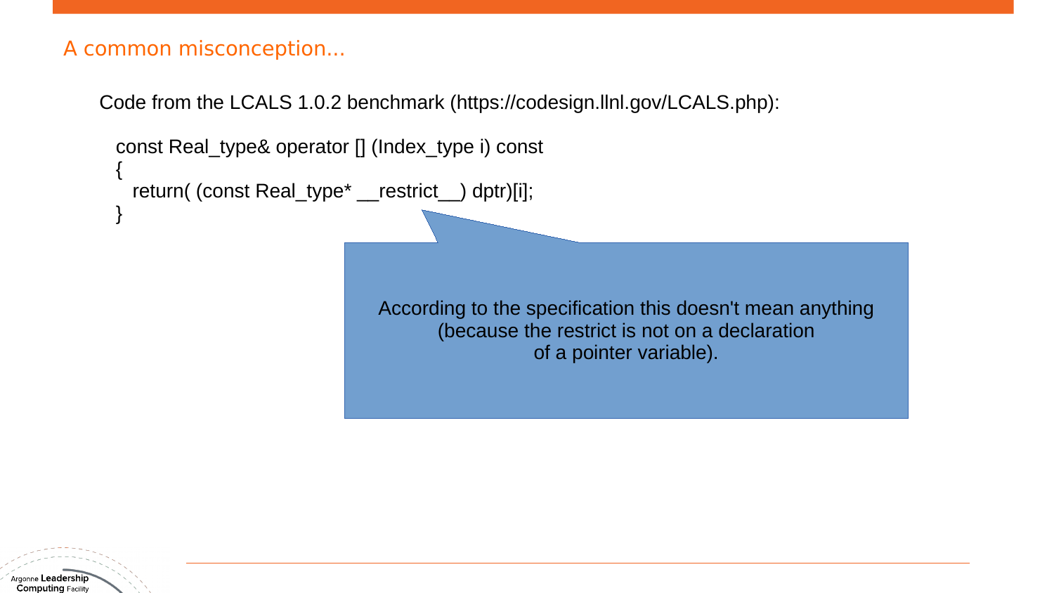## A common misconception...

Code from the LCALS 1.0.2 benchmark (https://codesign.llnl.gov/LCALS.php):

```
const Real_type& operator [] (Index_type i) const
{
  return( (const Real_type* __restrict__) dptr)[i];
}
```

According to the specification this doesn't mean anything (because the restrict is not on a declaration of a pointer variable).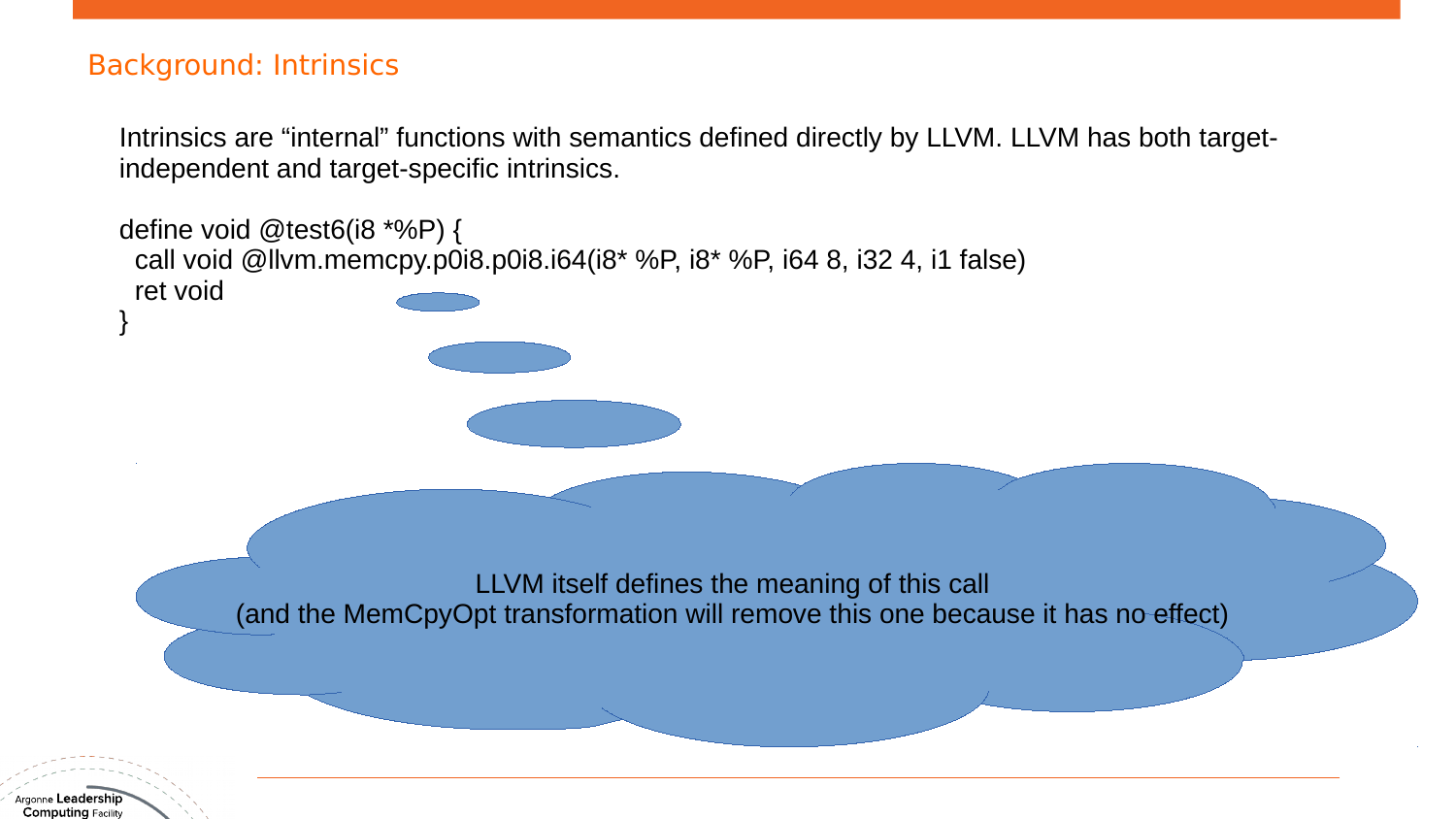## Background: Intrinsics

Intrinsics are “internal” functions with semantics defined directly by LLVM. LLVM has both target-independent and target-specific intrinsics.

```
define void @test6(i8 *%P) {
  call void @llvm.memcpy.p0i8.p0i8.i64(i8* %P, i8* %P, i64 8, i32 4, i1 false)
  ret void
}
```

LLVM itself defines the meaning of this call
(and the MemCpyOpt transformation will remove this one because it has no effect)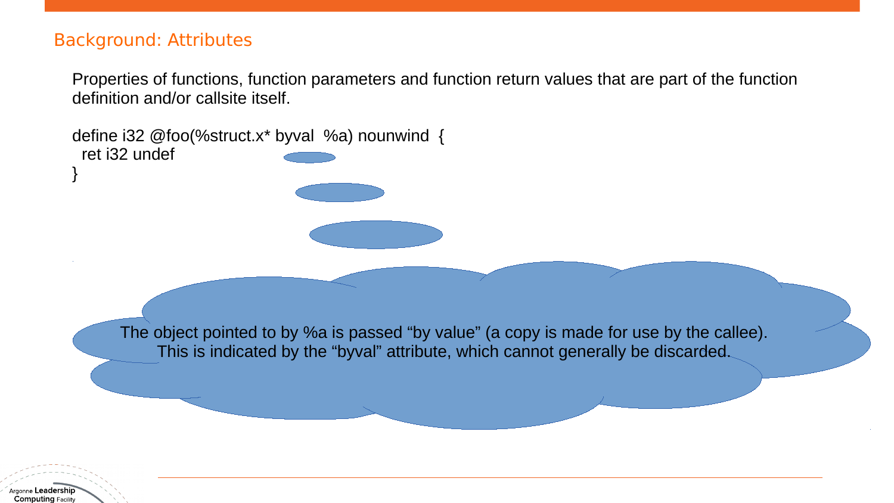## Background: Attributes

Properties of functions, function parameters and function return values that are part of the function definition and/or callsite itself.

```
define i32 @foo(%struct.x* byval  %a) nounwind  {
  ret i32 undef
}
```

The object pointed to by %a is passed “by value” (a copy is made for use by the callee). This is indicated by the “byval” attribute, which cannot generally be discarded.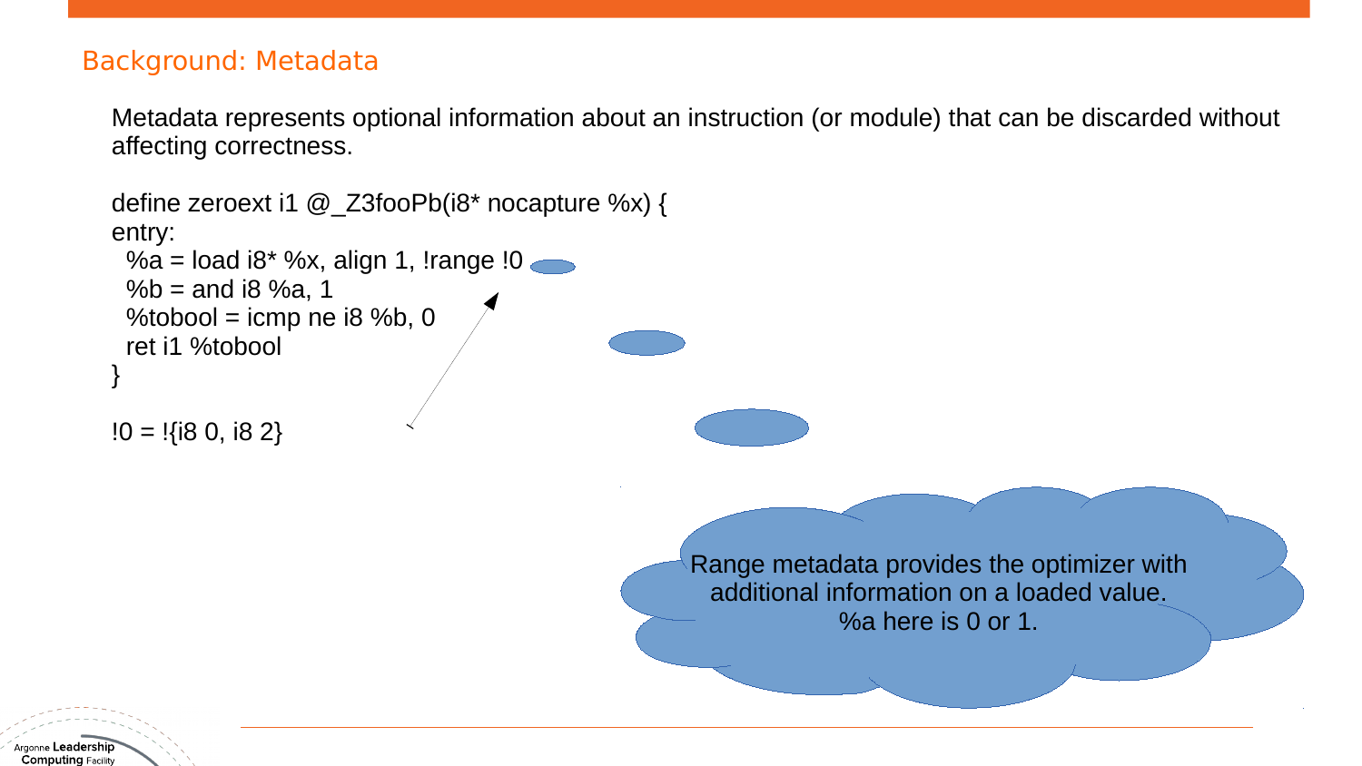## Background: Metadata

Metadata represents optional information about an instruction (or module) that can be discarded without affecting correctness.

```
define zeroext i1 @_Z3fooPb(i8* nocapture %x) {
entry:
  %a = load i8* %x, align 1, !range !0
  %b = and i8 %a, 1
  %tobool = icmp ne i8 %b, 0
  ret i1 %tobool
}

!0 = !{i8 0, i8 2}
```

Range metadata provides the optimizer with additional information on a loaded value. %a here is 0 or 1.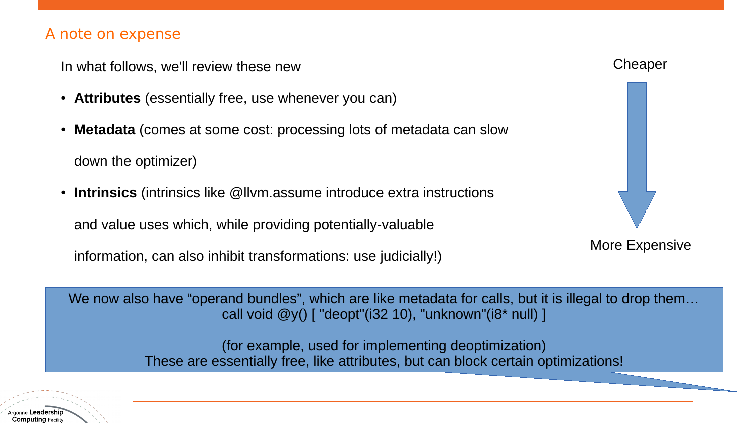## A note on expense

In what follows, we'll review these new

- **Attributes** (essentially free, use whenever you can)
- **Metadata** (comes at some cost: processing lots of metadata can slow down the optimizer)
- **Intrinsics** (intrinsics like @llvm.assume introduce extra instructions and value uses which, while providing potentially-valuable information, can also inhibit transformations: use judicially!)

Cheaper

More Expensive

We now also have “operand bundles”, which are like metadata for calls, but it is illegal to drop them…

```
call void @y() [ "deopt"(i32 10), "unknown"(i8* null) ]
```

(for example, used for implementing deoptimization)

These are essentially free, like attributes, but can block certain optimizations!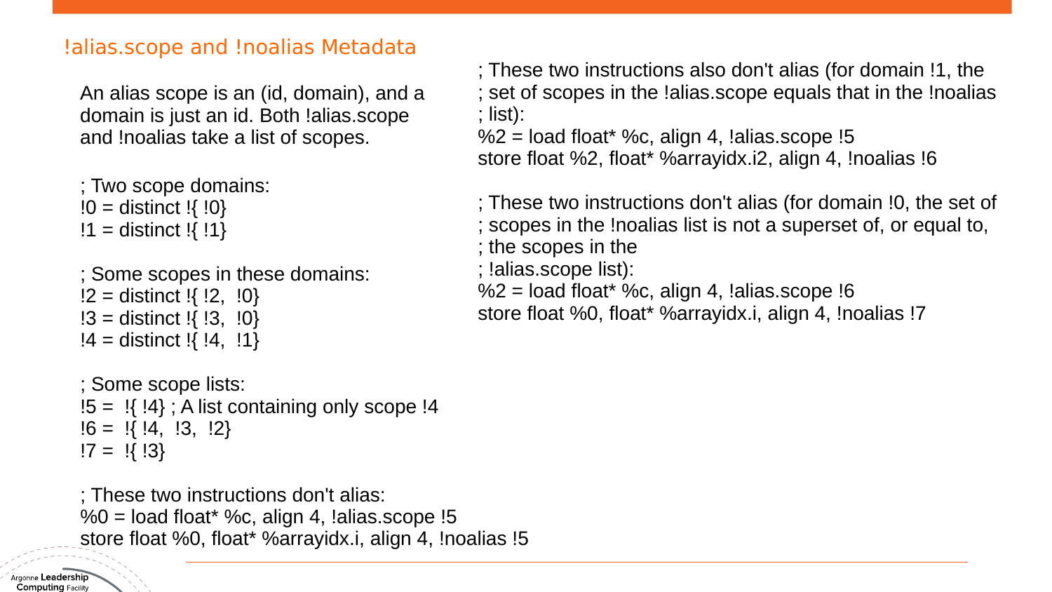## !alias.scope and !noalias Metadata

An alias scope is an (id, domain), and a domain is just an id. Both !alias.scope and !noalias take a list of scopes.

```
; Two scope domains:
!0 = distinct !{ !0}
!1 = distinct !{ !1}

; Some scopes in these domains:
!2 = distinct !{ !2,  !0}
!3 = distinct !{ !3,  !0}
!4 = distinct !{ !4,  !1}

; Some scope lists:
!5 =  !{ !4} ; A list containing only scope !4
!6 =  !{ !4,  !3,  !2}
!7 =  !{ !3}

; These two instructions don't alias:
%0 = load float* %c, align 4, !alias.scope !5
store float %0, float* %arrayidx.i, align 4, !noalias !5

; These two instructions also don't alias (for domain !1, the
; set of scopes in the !alias.scope equals that in the !noalias
; list):
%2 = load float* %c, align 4, !alias.scope !5
store float %2, float* %arrayidx.i2, align 4, !noalias !6

; These two instructions don't alias (for domain !0, the set of
; scopes in the !noalias list is not a superset of, or equal to,
; the scopes in the
; !alias.scope list):
%2 = load float* %c, align 4, !alias.scope !6
store float %0, float* %arrayidx.i, align 4, !noalias !7
```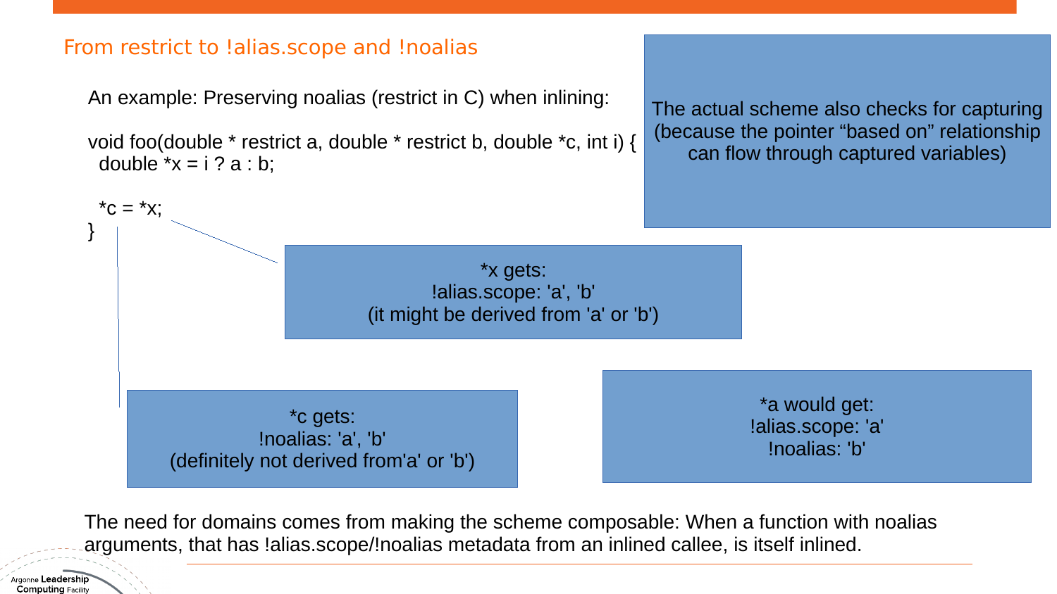## From restrict to !alias.scope and !noalias

An example: Preserving noalias (restrict in C) when inlining:

```
void foo(double * restrict a, double * restrict b, double *c, int i) {
  double *x = i ? a : b;

  *c = *x;
}
```

*x gets:
!alias.scope: 'a', 'b'
(it might be derived from 'a' or 'b')

*c gets:
!noalias: 'a', 'b'
(definitely not derived from'a' or 'b')

*a would get:
!alias.scope: 'a'
!noalias: 'b'

The actual scheme also checks for capturing (because the pointer “based on” relationship can flow through captured variables)

The need for domains comes from making the scheme composable: When a function with noalias arguments, that has !alias.scope/!noalias metadata from an inlined callee, is itself inlined.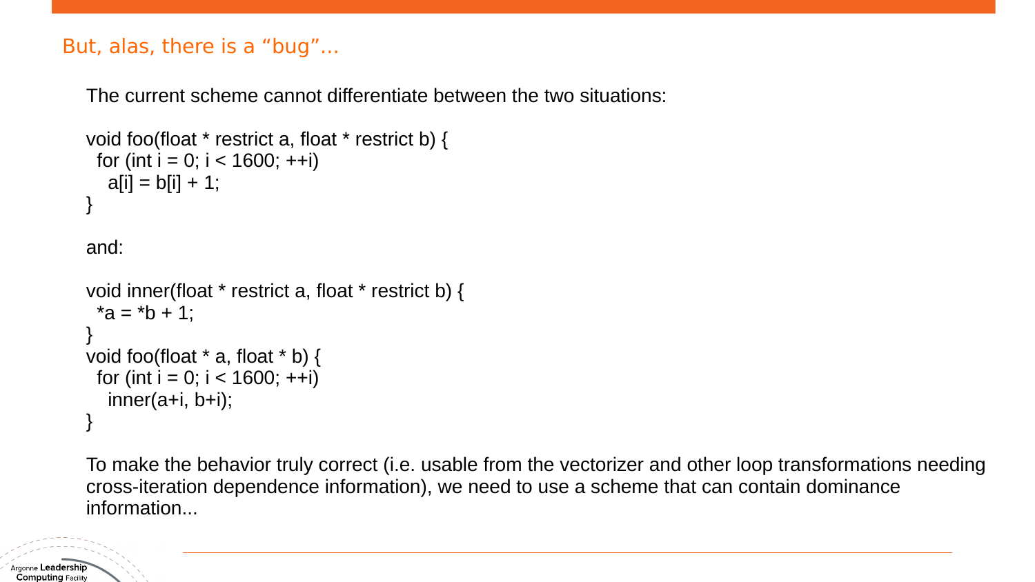## But, alas, there is a “bug”...

The current scheme cannot differentiate between the two situations:

```
void foo(float * restrict a, float * restrict b) {
  for (int i = 0; i < 1600; ++i)
    a[i] = b[i] + 1;
}
```

and:

```
void inner(float * restrict a, float * restrict b) {
  *a = *b + 1;
}
void foo(float * a, float * b) {
  for (int i = 0; i < 1600; ++i)
    inner(a+i, b+i);
}
```

To make the behavior truly correct (i.e. usable from the vectorizer and other loop transformations needing cross-iteration dependence information), we need to use a scheme that can contain dominance information...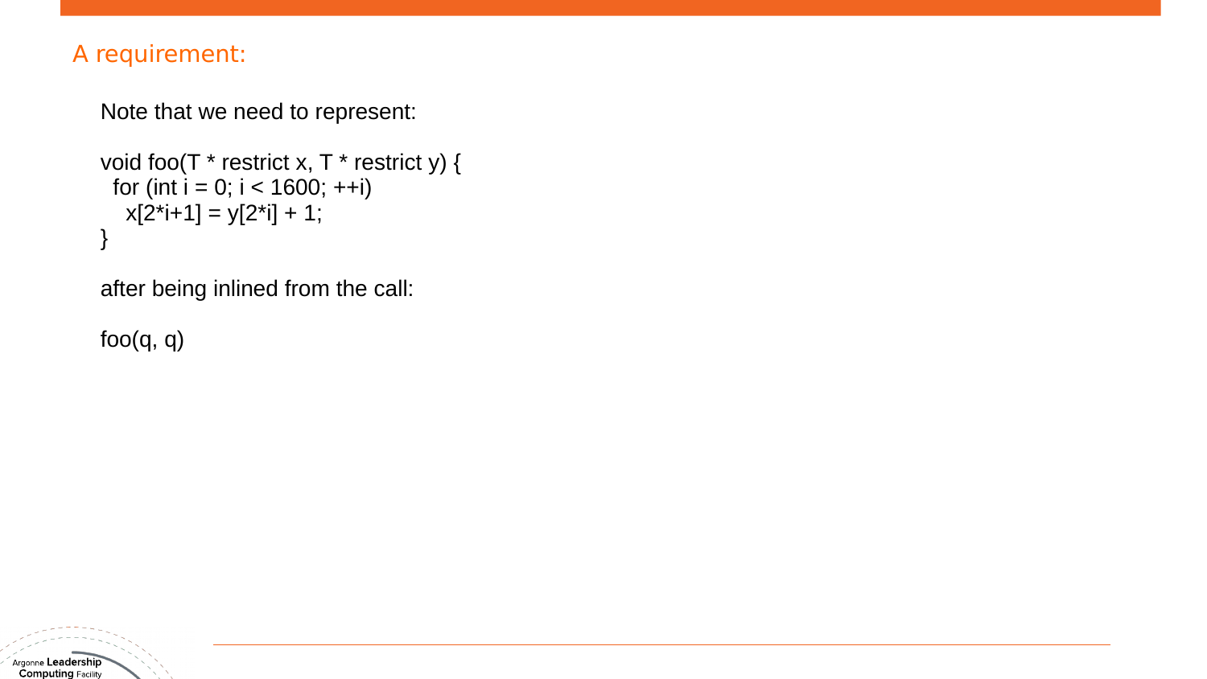## A requirement:

Note that we need to represent:

```
void foo(T * restrict x, T * restrict y) {
  for (int i = 0; i < 1600; ++i)
    x[2*i+1] = y[2*i] + 1;
}
```

after being inlined from the call:

```
foo(q, q)
```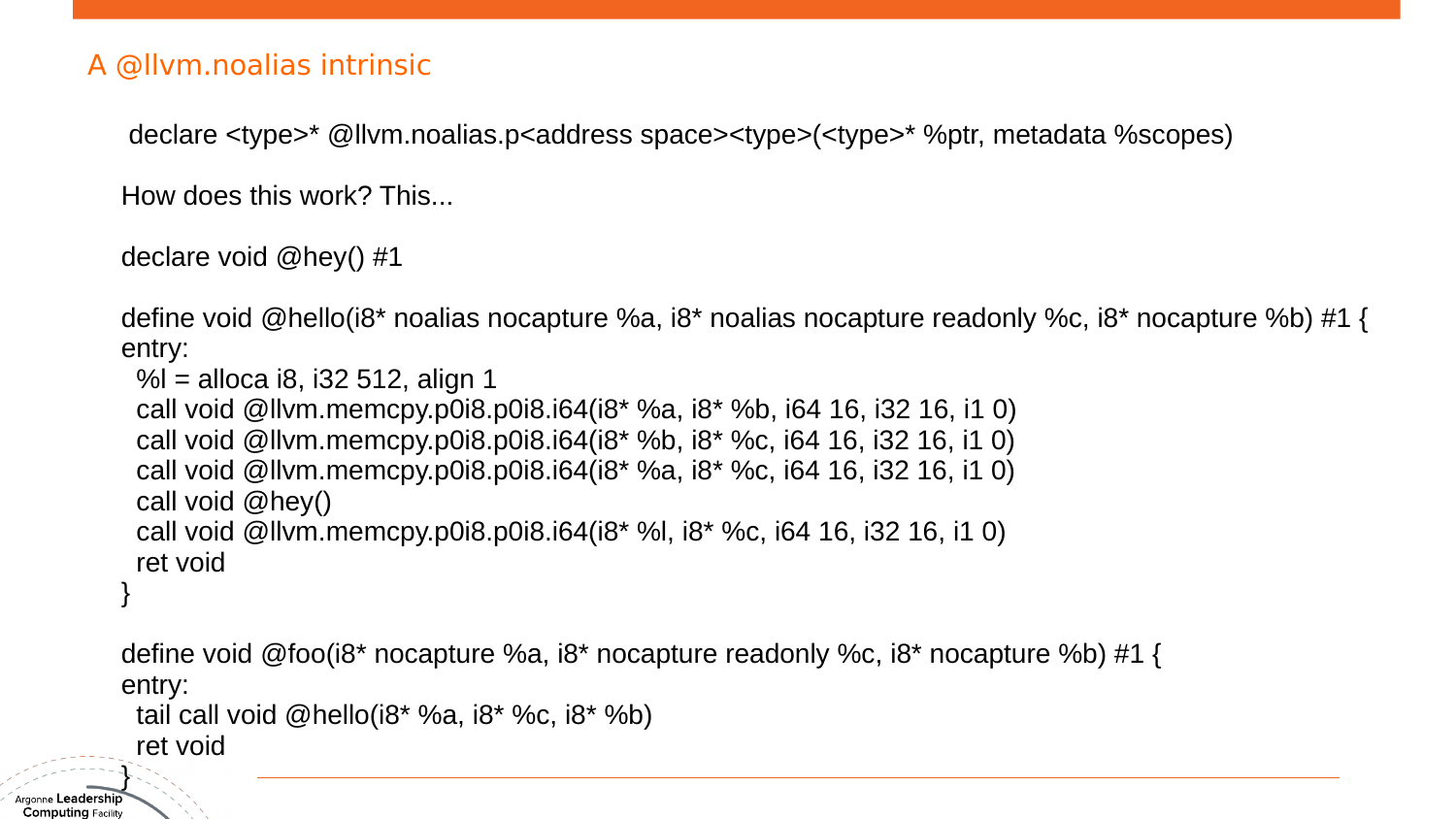## A @llvm.noalias intrinsic

```
declare <type>* @llvm.noalias.p<address space><type>(<type>* %ptr, metadata %scopes)
```

How does this work? This...

```
declare void @hey() #1

define void @hello(i8* noalias nocapture %a, i8* noalias nocapture readonly %c, i8* nocapture %b) #1 {
entry:
  %l = alloca i8, i32 512, align 1
  call void @llvm.memcpy.p0i8.p0i8.i64(i8* %a, i8* %b, i64 16, i32 16, i1 0)
  call void @llvm.memcpy.p0i8.p0i8.i64(i8* %b, i8* %c, i64 16, i32 16, i1 0)
  call void @llvm.memcpy.p0i8.p0i8.i64(i8* %a, i8* %c, i64 16, i32 16, i1 0)
  call void @hey()
  call void @llvm.memcpy.p0i8.p0i8.i64(i8* %l, i8* %c, i64 16, i32 16, i1 0)
  ret void
}

define void @foo(i8* nocapture %a, i8* nocapture readonly %c, i8* nocapture %b) #1 {
entry:
  tail call void @hello(i8* %a, i8* %c, i8* %b)
  ret void
}
```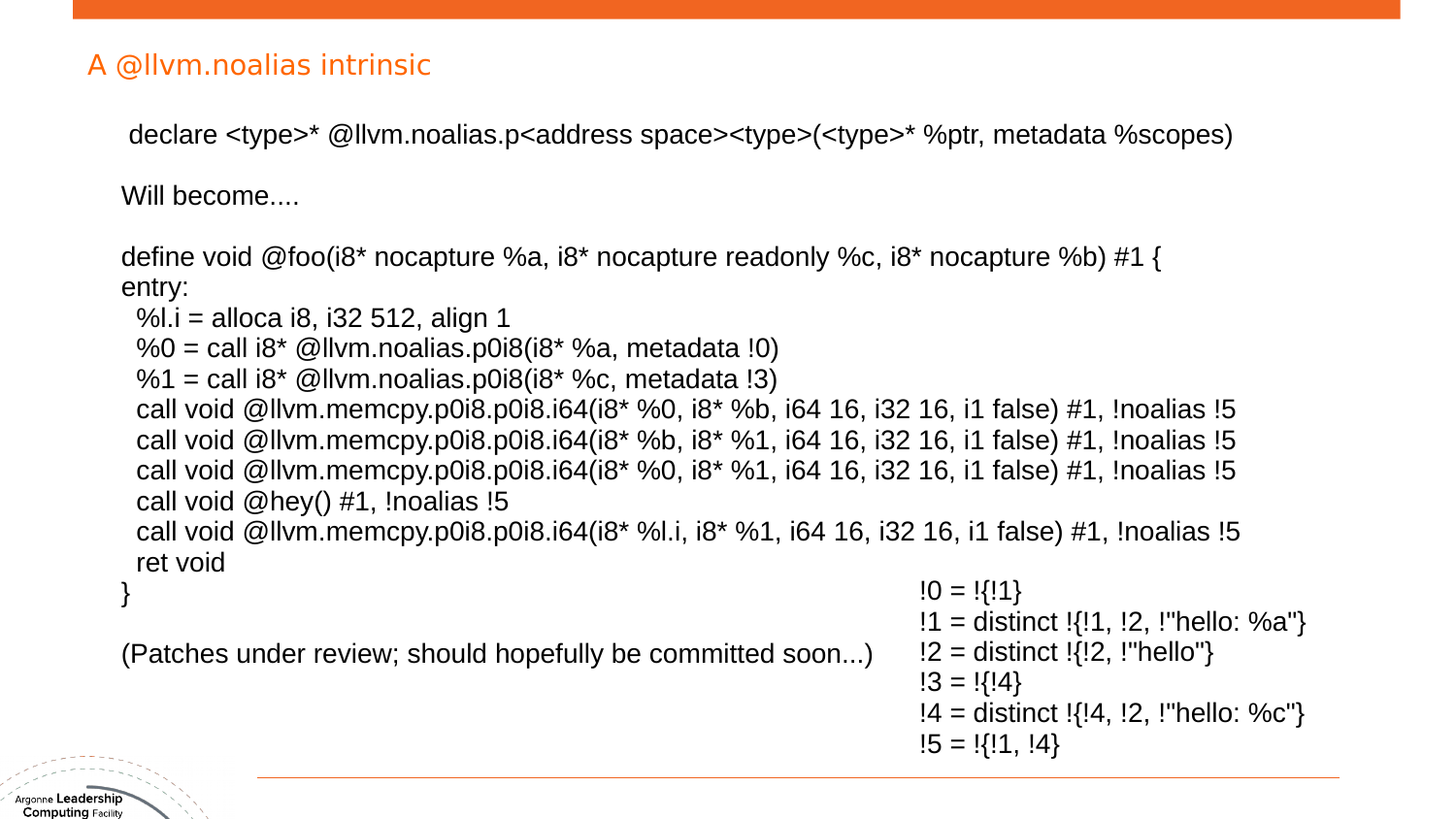# A @llvm.noalias intrinsic

```
declare <type>* @llvm.noalias.p<address space><type>(<type>* %ptr, metadata %scopes)
```

Will become....

```
define void @foo(i8* nocapture %a, i8* nocapture readonly %c, i8* nocapture %b) #1 {
entry:
  %l.i = alloca i8, i32 512, align 1
  %0 = call i8* @llvm.noalias.p0i8(i8* %a, metadata !0)
  %1 = call i8* @llvm.noalias.p0i8(i8* %c, metadata !3)
  call void @llvm.memcpy.p0i8.p0i8.i64(i8* %0, i8* %b, i64 16, i32 16, i1 false) #1, !noalias !5
  call void @llvm.memcpy.p0i8.p0i8.i64(i8* %b, i8* %1, i64 16, i32 16, i1 false) #1, !noalias !5
  call void @llvm.memcpy.p0i8.p0i8.i64(i8* %0, i8* %1, i64 16, i32 16, i1 false) #1, !noalias !5
  call void @hey() #1, !noalias !5
  call void @llvm.memcpy.p0i8.p0i8.i64(i8* %l.i, i8* %1, i64 16, i32 16, i1 false) #1, !noalias !5
  ret void
}
```

(Patches under review; should hopefully be committed soon...)

```
!0 = !{!1}
!1 = distinct !{!1, !2, !"hello: %a"}
!2 = distinct !{!2, !"hello"}
!3 = !{!4}
!4 = distinct !{!4, !2, !"hello: %c"}
!5 = !{!1, !4}
```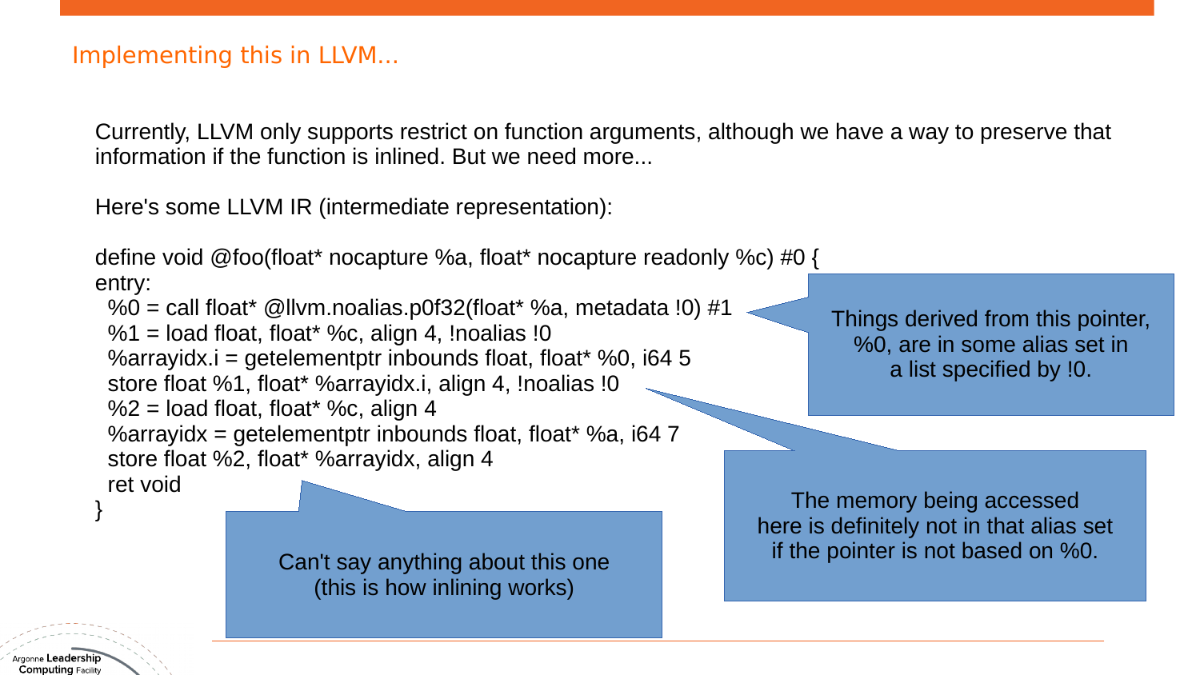## Implementing this in LLVM...

Currently, LLVM only supports restrict on function arguments, although we have a way to preserve that information if the function is inlined. But we need more...

Here's some LLVM IR (intermediate representation):

```
define void @foo(float* nocapture %a, float* nocapture readonly %c) #0 {
entry:
  %0 = call float* @llvm.noalias.p0f32(float* %a, metadata !0) #1
  %1 = load float, float* %c, align 4, !noalias !0
  %arrayidx.i = getelementptr inbounds float, float* %0, i64 5
  store float %1, float* %arrayidx.i, align 4, !noalias !0
  %2 = load float, float* %c, align 4
  %arrayidx = getelementptr inbounds float, float* %a, i64 7
  store float %2, float* %arrayidx, align 4
  ret void
}
```

Things derived from this pointer, %0, are in some alias set in a list specified by !0.

The memory being accessed here is definitely not in that alias set if the pointer is not based on %0.

Can't say anything about this one (this is how inlining works)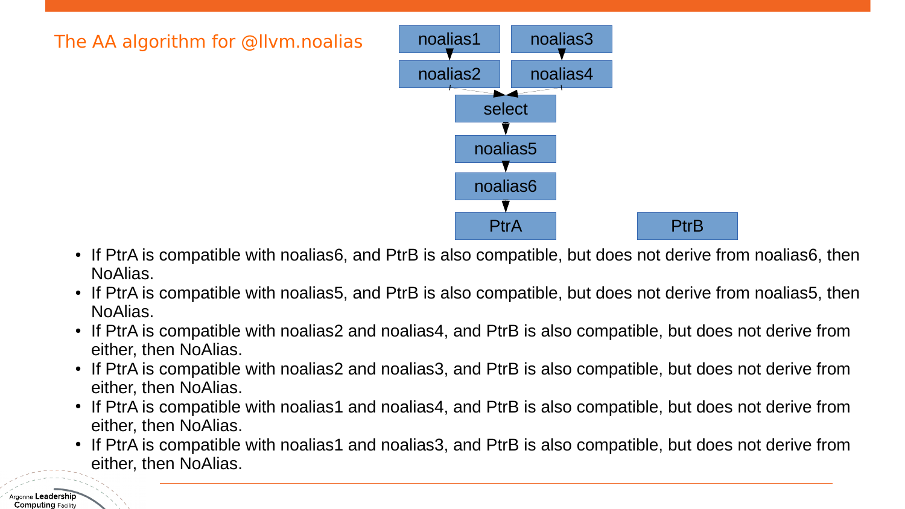## The AA algorithm for @llvm.noalias

- If PtrA is compatible with noalias6, and PtrB is also compatible, but does not derive from noalias6, then NoAlias.
- If PtrA is compatible with noalias5, and PtrB is also compatible, but does not derive from noalias5, then NoAlias.
- If PtrA is compatible with noalias2 and noalias4, and PtrB is also compatible, but does not derive from either, then NoAlias.
- If PtrA is compatible with noalias2 and noalias3, and PtrB is also compatible, but does not derive from either, then NoAlias.
- If PtrA is compatible with noalias1 and noalias4, and PtrB is also compatible, but does not derive from either, then NoAlias.
- If PtrA is compatible with noalias1 and noalias3, and PtrB is also compatible, but does not derive from either, then NoAlias.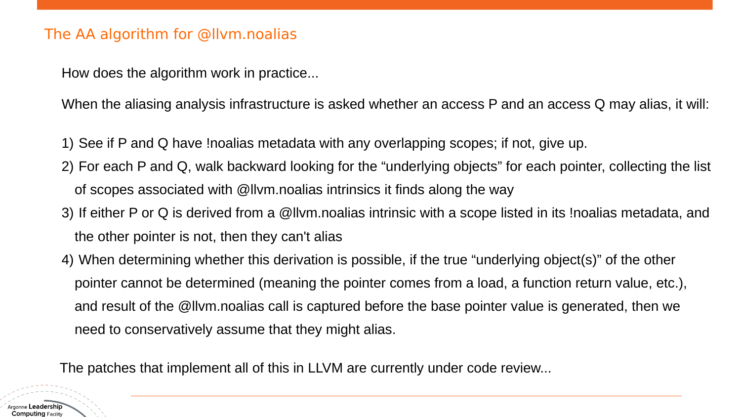## The AA algorithm for @llvm.noalias

How does the algorithm work in practice...

When the aliasing analysis infrastructure is asked whether an access P and an access Q may alias, it will:

1) See if P and Q have !noalias metadata with any overlapping scopes; if not, give up.
2) For each P and Q, walk backward looking for the “underlying objects” for each pointer, collecting the list of scopes associated with @llvm.noalias intrinsics it finds along the way
3) If either P or Q is derived from a @llvm.noalias intrinsic with a scope listed in its !noalias metadata, and the other pointer is not, then they can't alias
4) When determining whether this derivation is possible, if the true “underlying object(s)” of the other pointer cannot be determined (meaning the pointer comes from a load, a function return value, etc.), and result of the @llvm.noalias call is captured before the base pointer value is generated, then we need to conservatively assume that they might alias.

The patches that implement all of this in LLVM are currently under code review...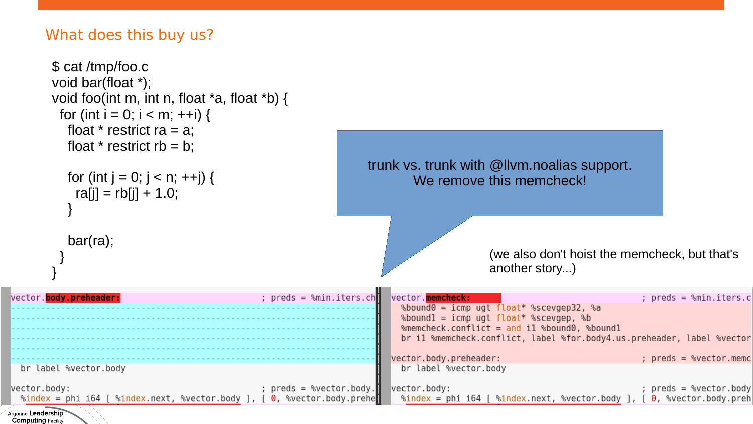# What does this buy us?

```
$ cat /tmp/foo.c
void bar(float *);
void foo(int m, int n, float *a, float *b) {
  for (int i = 0; i < m; ++i) {
    float * restrict ra = a;
    float * restrict rb = b;

    for (int j = 0; j < n; ++j) {
      ra[j] = rb[j] + 1.0;
    }

    bar(ra);
  }
}
```

trunk vs. trunk with @llvm.noalias support.
We remove this memcheck!

(we also don't hoist the memcheck, but that's another story...)

```
vector.body.preheader:                          ; preds = %min.iters.ch
  br label %vector.body

vector.body:                                    ; preds = %vector.body.
  %index = phi i64 [ %index.next, %vector.body ], [ 0, %vector.body.prehe
```

```
vector.memcheck:                                ; preds = %min.iters.c
  %bound0 = icmp ugt float* %scevgep32, %a
  %bound1 = icmp ugt float* %scevgep, %b
  %memcheck.conflict = and i1 %bound0, %bound1
  br i1 %memcheck.conflict, label %for.body4.us.preheader, label %vector

vector.body.preheader:                          ; preds = %vector.memc
  br label %vector.body

vector.body:                                    ; preds = %vector.body
  %index = phi i64 [ %index.next, %vector.body ], [ 0, %vector.body.preh
```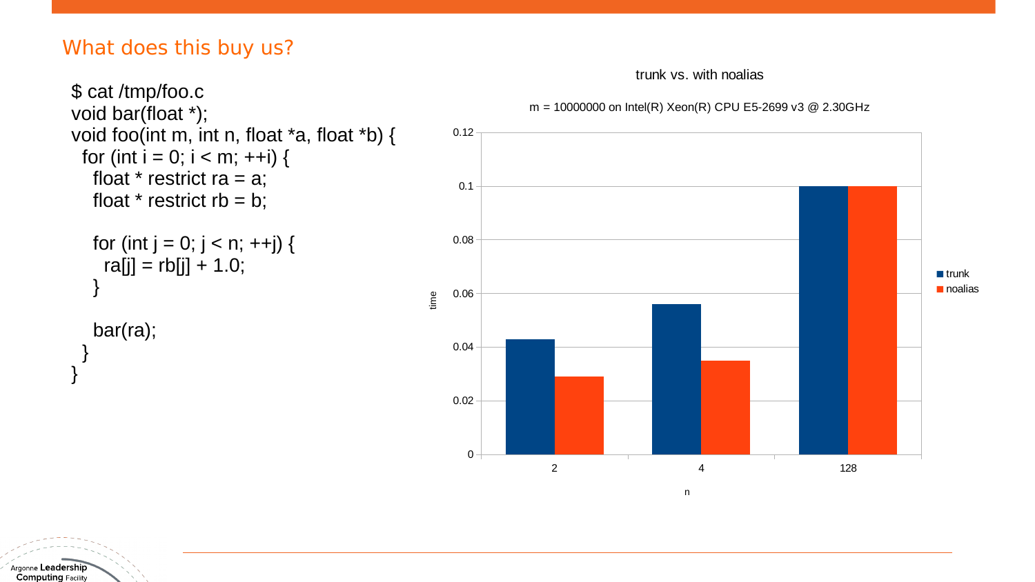## What does this buy us?

```
$ cat /tmp/foo.c
void bar(float *);
void foo(int m, int n, float *a, float *b) {
  for (int i = 0; i < m; ++i) {
    float * restrict ra = a;
    float * restrict rb = b;

    for (int j = 0; j < n; ++j) {
      ra[j] = rb[j] + 1.0;
    }

    bar(ra);
  }
}
```

**trunk vs. with noalias**

m = 10000000 on Intel(R) Xeon(R) CPU E5-2699 v3 @ 2.30GHz

| n | trunk (time) | noalias (time) |
|---|---|---|
| 2 | 0.043 | 0.029 |
| 4 | 0.056 | 0.035 |
| 128 | 0.1 | 0.1 |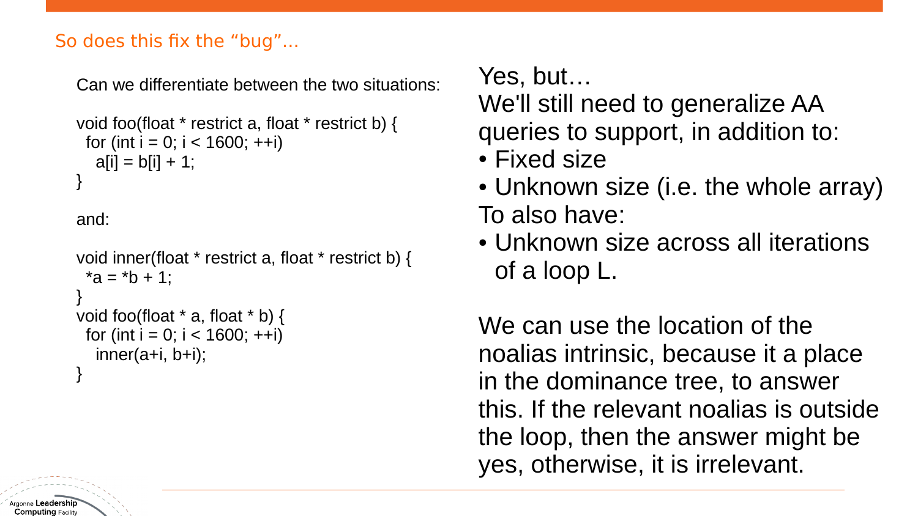## So does this fix the “bug”...

Can we differentiate between the two situations:

```
void foo(float * restrict a, float * restrict b) {
  for (int i = 0; i < 1600; ++i)
    a[i] = b[i] + 1;
}
```

and:

```
void inner(float * restrict a, float * restrict b) {
  *a = *b + 1;
}
void foo(float * a, float * b) {
  for (int i = 0; i < 1600; ++i)
    inner(a+i, b+i);
}
```

Yes, but…
We'll still need to generalize AA queries to support, in addition to:

- Fixed size
- Unknown size (i.e. the whole array)

To also have:

- Unknown size across all iterations of a loop L.

We can use the location of the noalias intrinsic, because it a place in the dominance tree, to answer this. If the relevant noalias is outside the loop, then the answer might be yes, otherwise, it is irrelevant.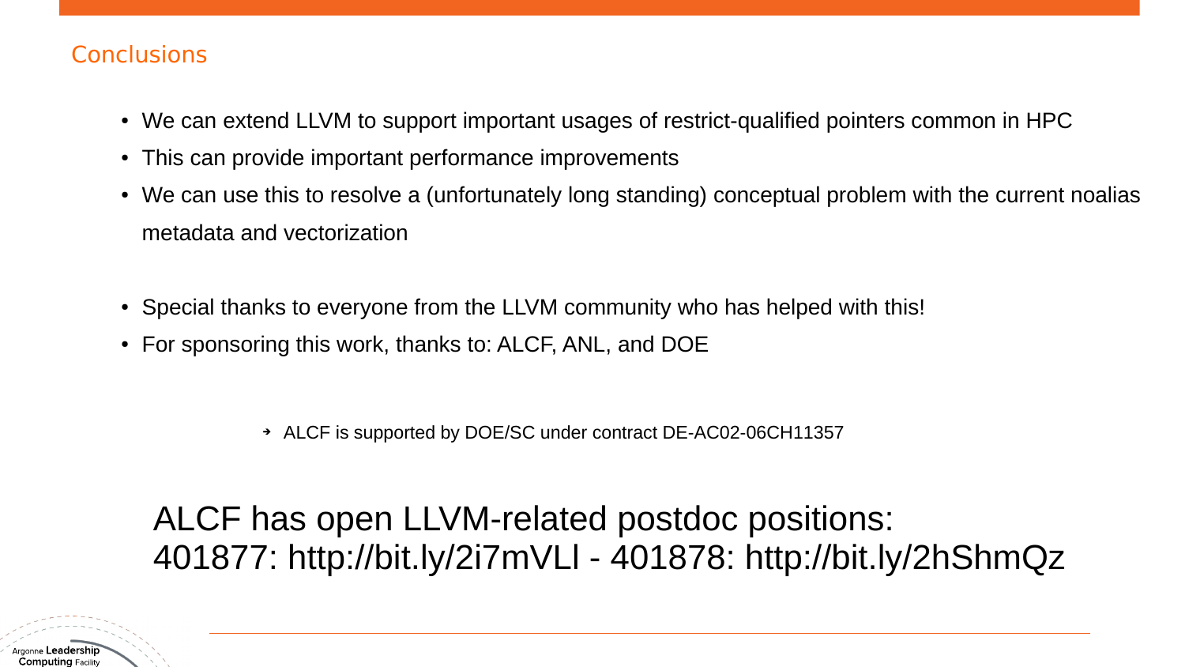## Conclusions

- We can extend LLVM to support important usages of restrict-qualified pointers common in HPC
- This can provide important performance improvements
- We can use this to resolve a (unfortunately long standing) conceptual problem with the current noalias metadata and vectorization

- Special thanks to everyone from the LLVM community who has helped with this!
- For sponsoring this work, thanks to: ALCF, ANL, and DOE

  - ALCF is supported by DOE/SC under contract DE-AC02-06CH11357

ALCF has open LLVM-related postdoc positions:
401877: http://bit.ly/2i7mVLl - 401878: http://bit.ly/2hShmQz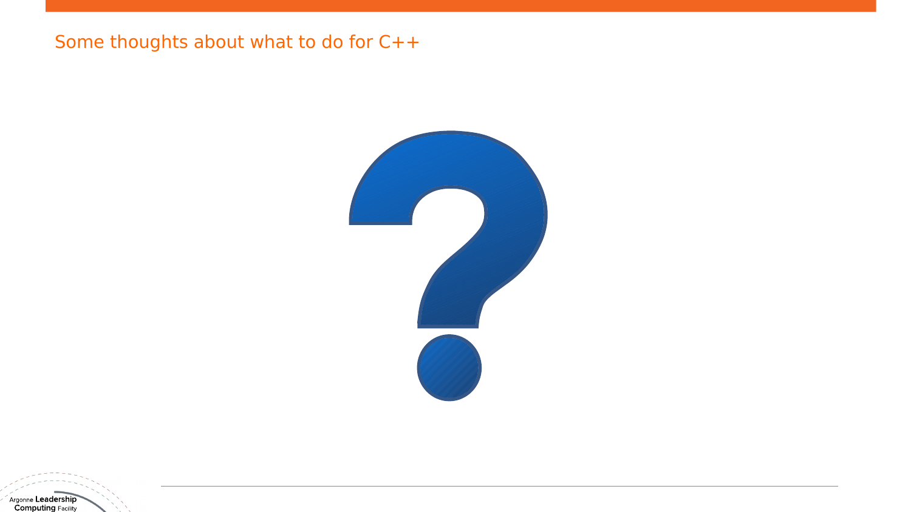# Some thoughts about what to do for C++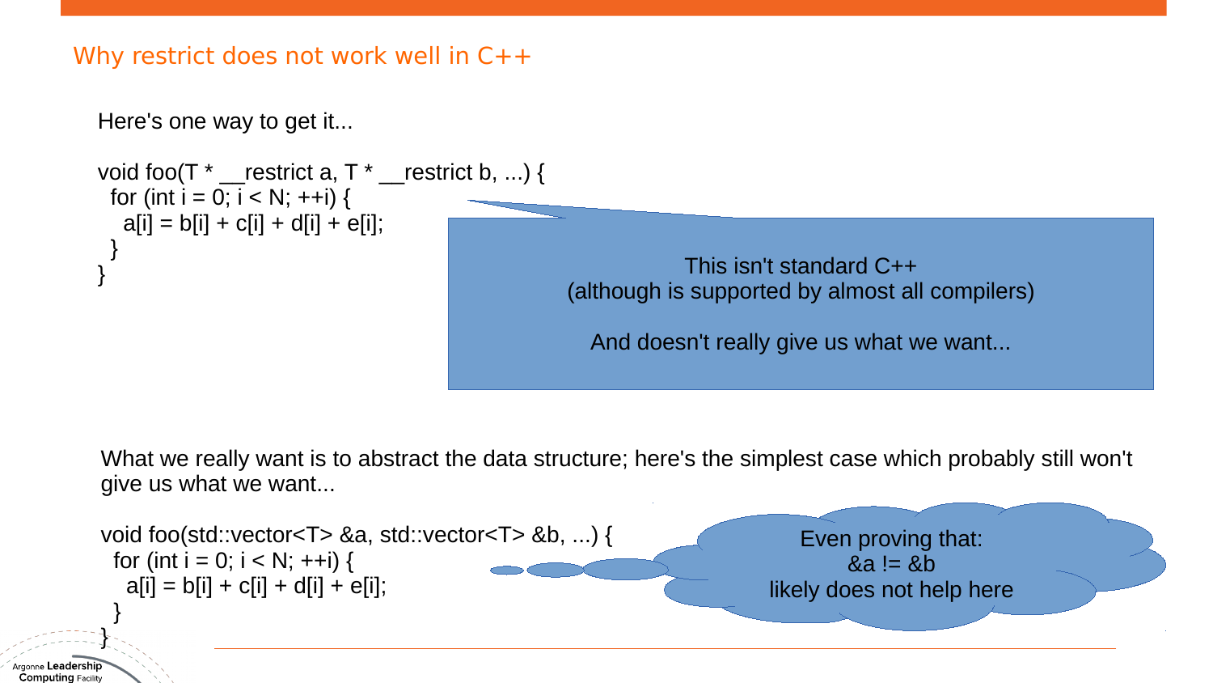## Why restrict does not work well in C++

Here's one way to get it...

```
void foo(T * __restrict a, T * __restrict b, ...) {
  for (int i = 0; i < N; ++i) {
    a[i] = b[i] + c[i] + d[i] + e[i];
  }
}
```

This isn't standard C++
(although is supported by almost all compilers)

And doesn't really give us what we want...

What we really want is to abstract the data structure; here's the simplest case which probably still won't give us what we want...

```
void foo(std::vector<T> &a, std::vector<T> &b, ...) {
  for (int i = 0; i < N; ++i) {
    a[i] = b[i] + c[i] + d[i] + e[i];
  }
}
```

Even proving that:
&a != &b
likely does not help here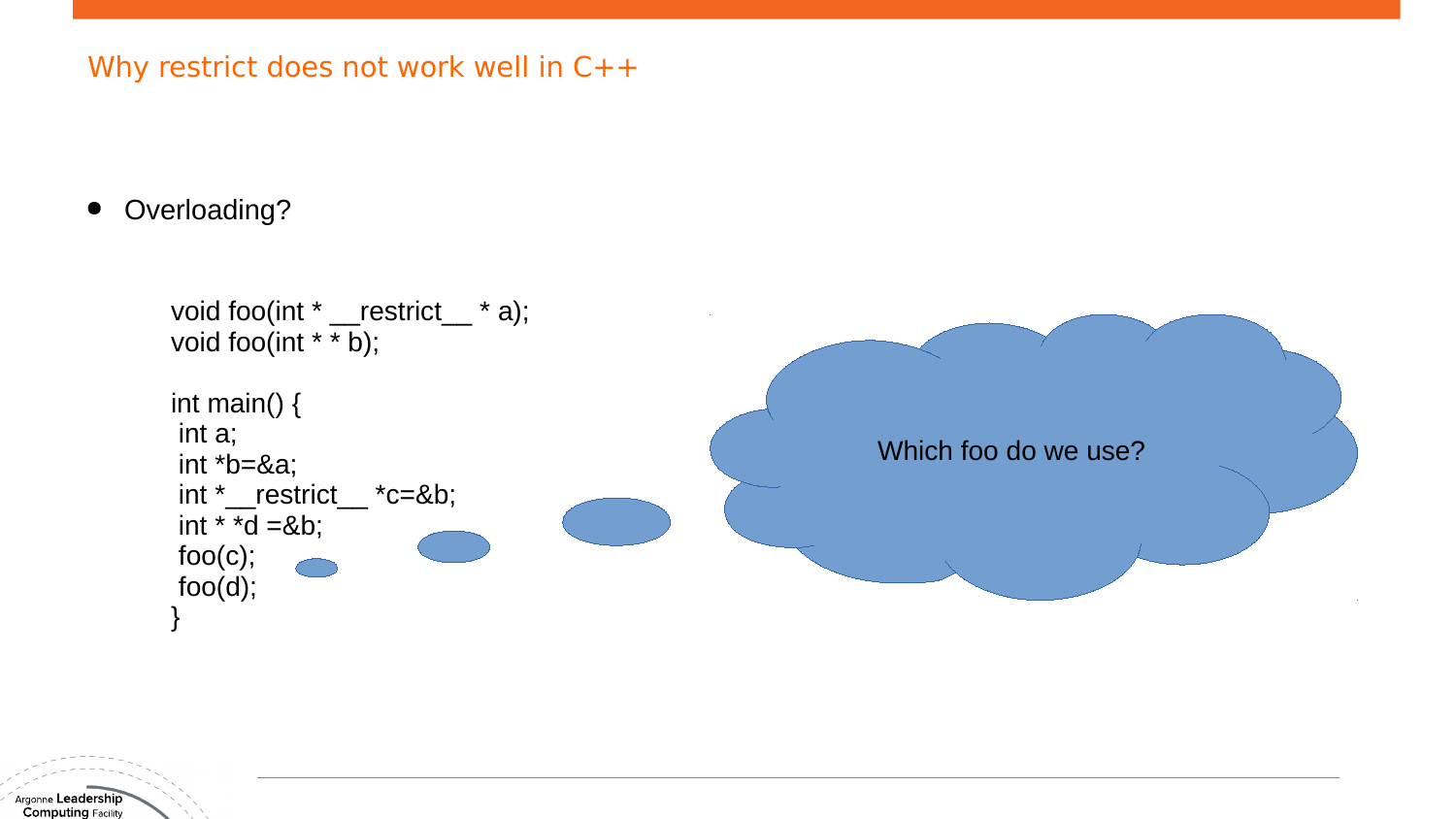## Why restrict does not work well in C++

- Overloading?

```
void foo(int * __restrict__ * a);
void foo(int * * b);

int main() {
 int a;
 int *b=&a;
 int *__restrict__ *c=&b;
 int * *d =&b;
 foo(c);
 foo(d);
}
```

Which foo do we use?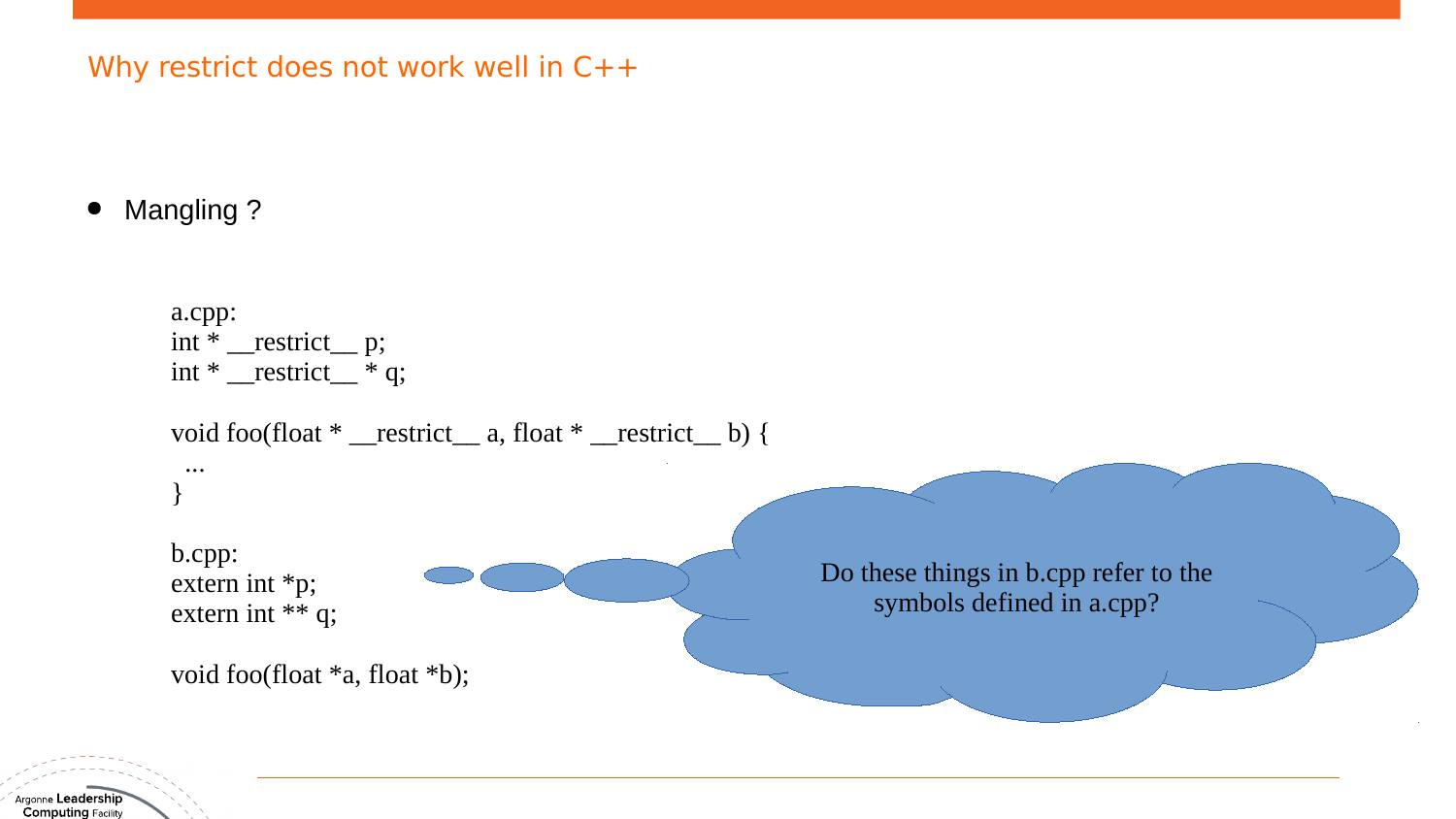## Why restrict does not work well in C++

- Mangling ?

a.cpp:

```
int * __restrict__ p;
int * __restrict__ * q;

void foo(float * __restrict__ a, float * __restrict__ b) {
  ...
}
```

b.cpp:

```
extern int *p;
extern int ** q;

void foo(float *a, float *b);
```

Do these things in b.cpp refer to the symbols defined in a.cpp?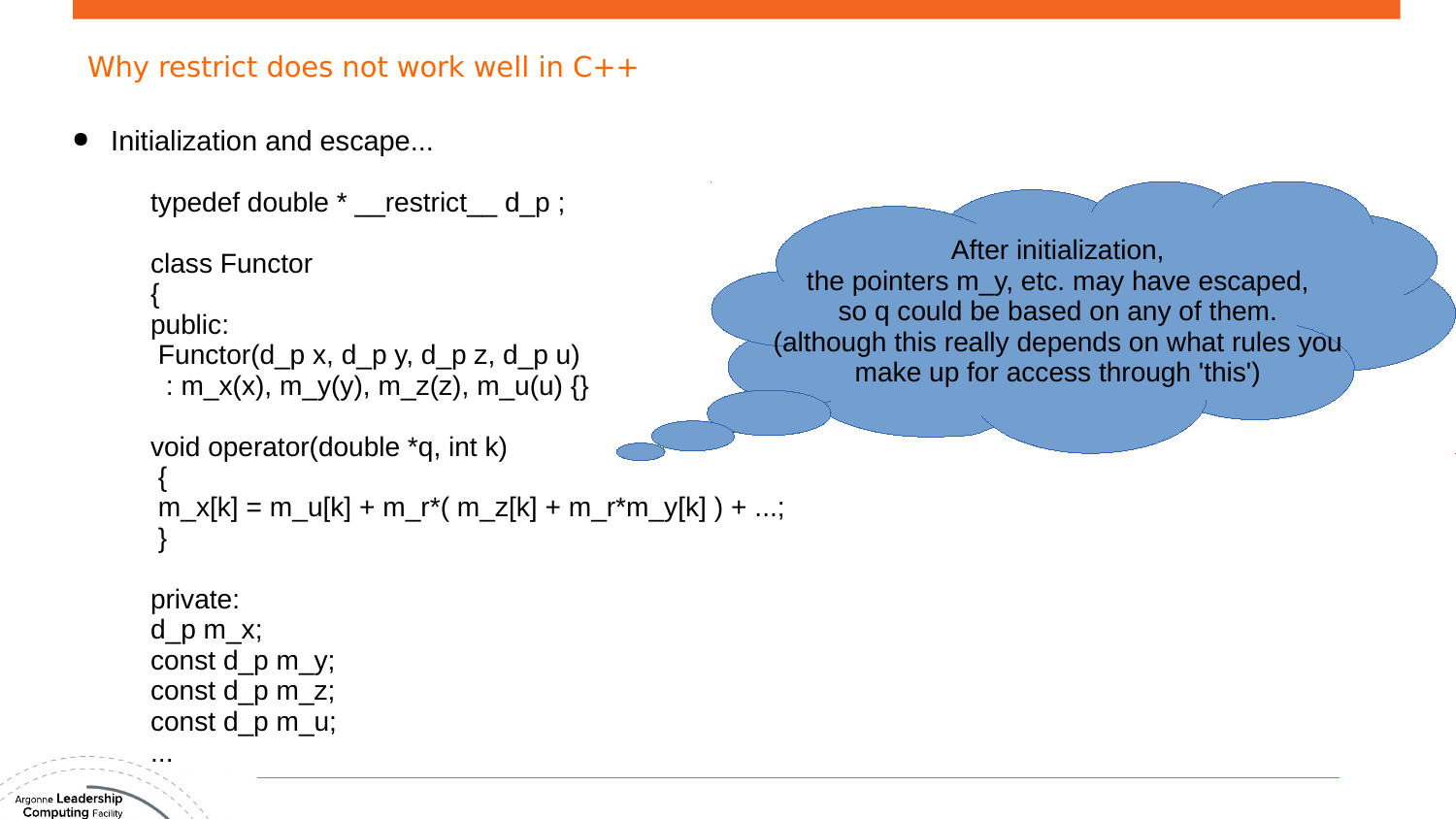## Why restrict does not work well in C++

- Initialization and escape...

```
typedef double * __restrict__ d_p ;

class Functor
{
public:
 Functor(d_p x, d_p y, d_p z, d_p u)
  : m_x(x), m_y(y), m_z(z), m_u(u) {}

void operator(double *q, int k)
 {
 m_x[k] = m_u[k] + m_r*( m_z[k] + m_r*m_y[k] ) + ...;
 }

private:
d_p m_x;
const d_p m_y;
const d_p m_z;
const d_p m_u;
...
```

After initialization,
the pointers m_y, etc. may have escaped,
so q could be based on any of them.
(although this really depends on what rules you make up for access through 'this')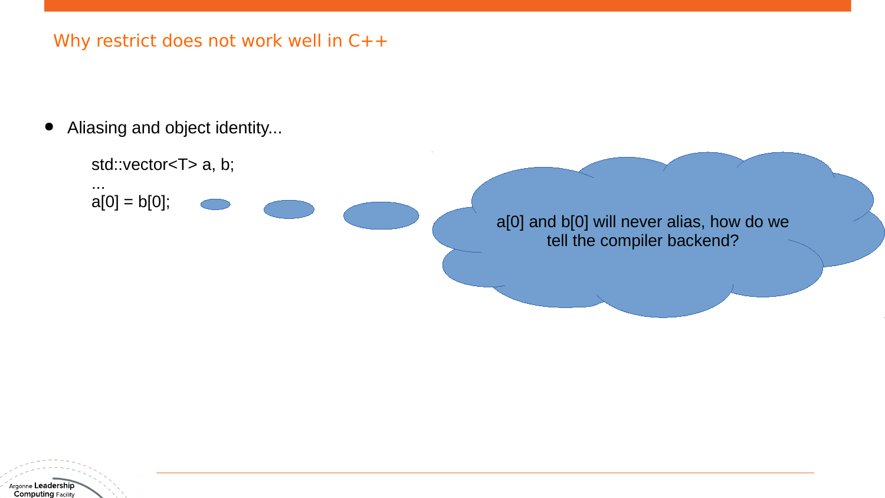# Why restrict does not work well in C++

- Aliasing and object identity...

```
std::vector<T> a, b;
...
a[0] = b[0];
```

a[0] and b[0] will never alias, how do we tell the compiler backend?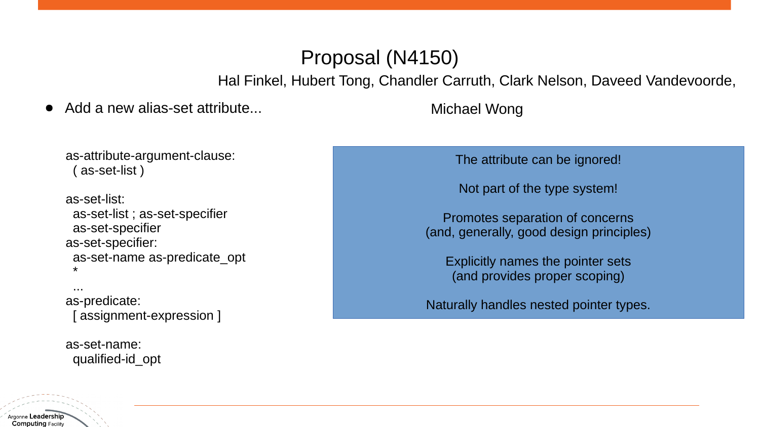# Proposal (N4150)

Hal Finkel, Hubert Tong, Chandler Carruth, Clark Nelson, Daveed Vandevoorde, Michael Wong

- Add a new alias-set attribute...

```
as-attribute-argument-clause:
  ( as-set-list )

as-set-list:
  as-set-list ; as-set-specifier
  as-set-specifier
as-set-specifier:
  as-set-name as-predicate_opt
  *
  ...
as-predicate:
  [ assignment-expression ]

as-set-name:
  qualified-id_opt
```

The attribute can be ignored!

Not part of the type system!

Promotes separation of concerns
(and, generally, good design principles)

Explicitly names the pointer sets
(and provides proper scoping)

Naturally handles nested pointer types.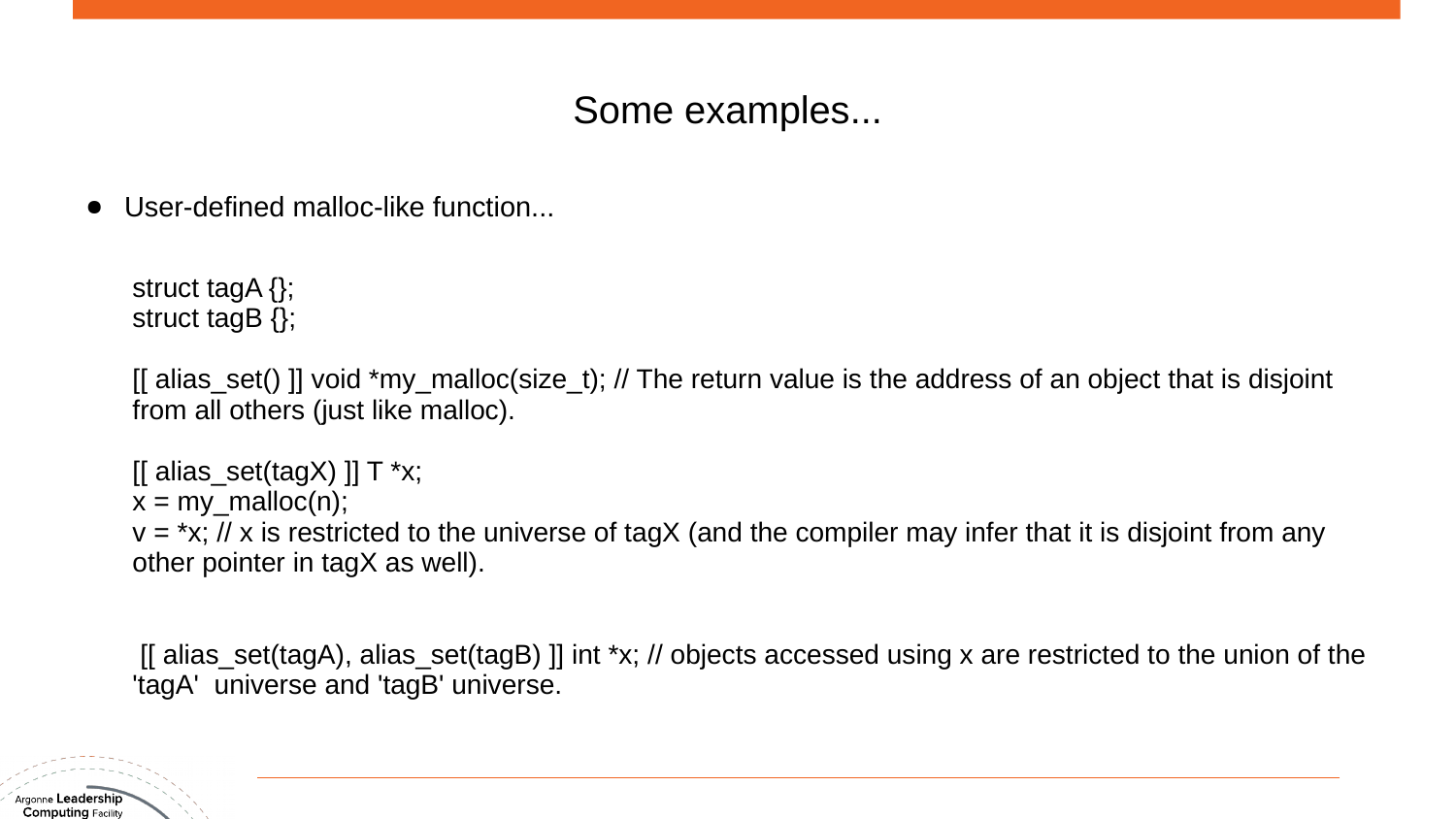# Some examples...

- User-defined malloc-like function...

```
struct tagA {};
struct tagB {};

[[ alias_set() ]] void *my_malloc(size_t); // The return value is the address of an object that is disjoint from all others (just like malloc).

[[ alias_set(tagX) ]] T *x;
x = my_malloc(n);
v = *x; // x is restricted to the universe of tagX (and the compiler may infer that it is disjoint from any other pointer in tagX as well).

[[ alias_set(tagA), alias_set(tagB) ]] int *x; // objects accessed using x are restricted to the union of the 'tagA'  universe and 'tagB' universe.
```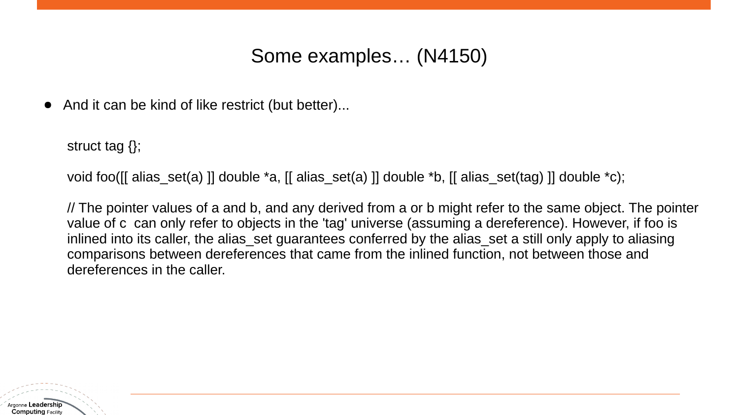# Some examples… (N4150)

- And it can be kind of like restrict (but better)...

```
struct tag {};

void foo([[ alias_set(a) ]] double *a, [[ alias_set(a) ]] double *b, [[ alias_set(tag) ]] double *c);

// The pointer values of a and b, and any derived from a or b might refer to the same object. The pointer value of c  can only refer to objects in the 'tag' universe (assuming a dereference). However, if foo is inlined into its caller, the alias_set guarantees conferred by the alias_set a still only apply to aliasing comparisons between dereferences that came from the inlined function, not between those and dereferences in the caller.
```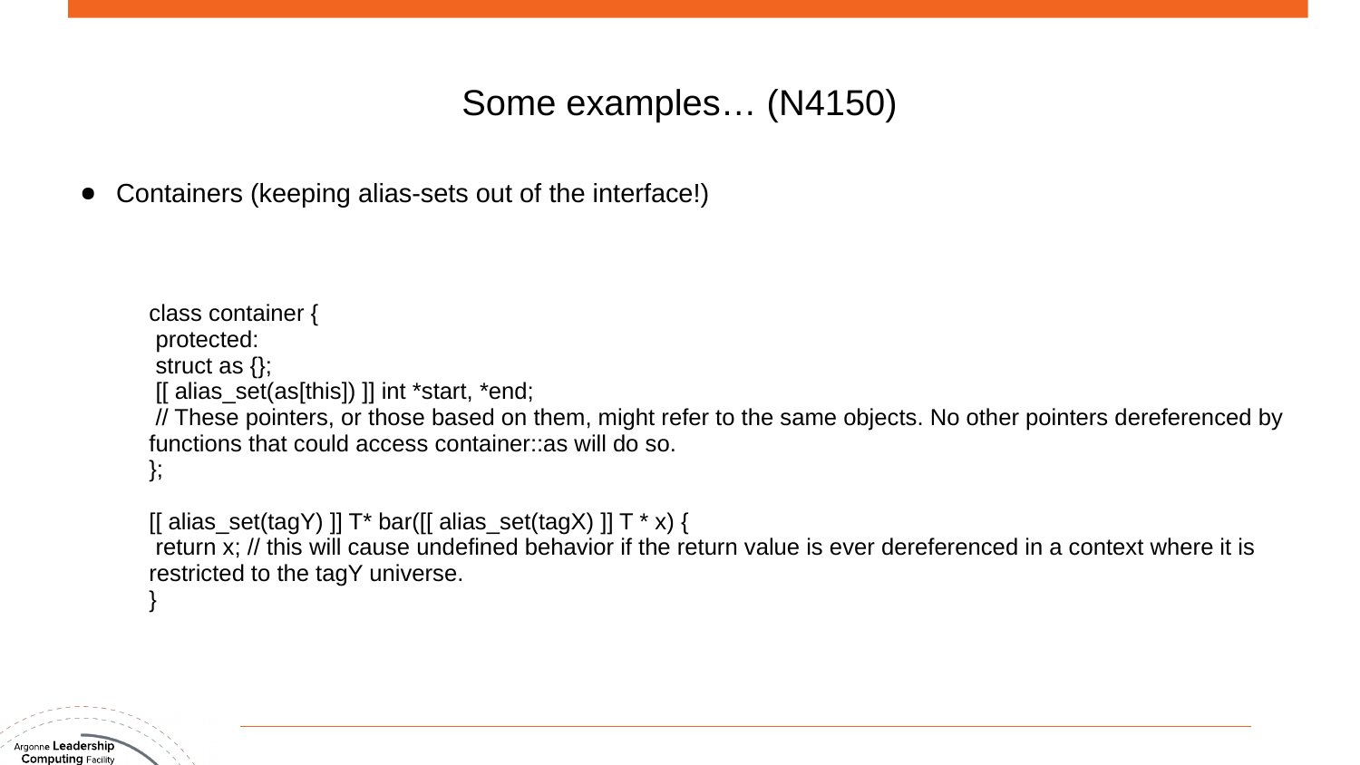# Some examples… (N4150)

- Containers (keeping alias-sets out of the interface!)

```
class container {
 protected:
 struct as {};
 [[ alias_set(as[this]) ]] int *start, *end;
 // These pointers, or those based on them, might refer to the same objects. No other pointers dereferenced by functions that could access container::as will do so.
};

[[ alias_set(tagY) ]] T* bar([[ alias_set(tagX) ]] T * x) {
 return x; // this will cause undefined behavior if the return value is ever dereferenced in a context where it is restricted to the tagY universe.
}
```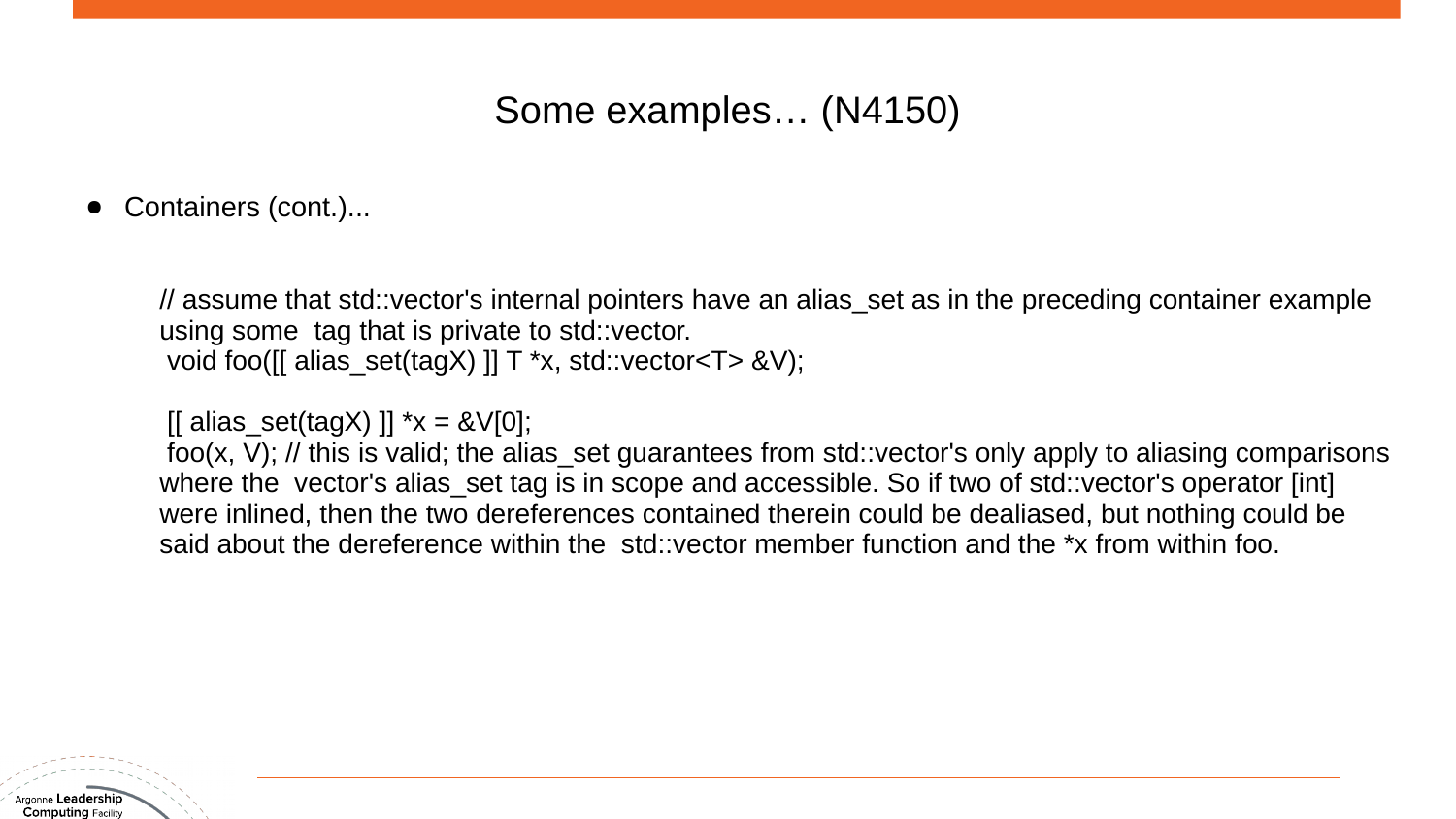# Some examples… (N4150)

- Containers (cont.)...

```
// assume that std::vector's internal pointers have an alias_set as in the preceding container example
using some  tag that is private to std::vector.
 void foo([[ alias_set(tagX) ]] T *x, std::vector<T> &V);

 [[ alias_set(tagX) ]] *x = &V[0];
 foo(x, V); // this is valid; the alias_set guarantees from std::vector's only apply to aliasing comparisons
where the  vector's alias_set tag is in scope and accessible. So if two of std::vector's operator [int]
were inlined, then the two dereferences contained therein could be dealiased, but nothing could be
said about the dereference within the  std::vector member function and the *x from within foo.
```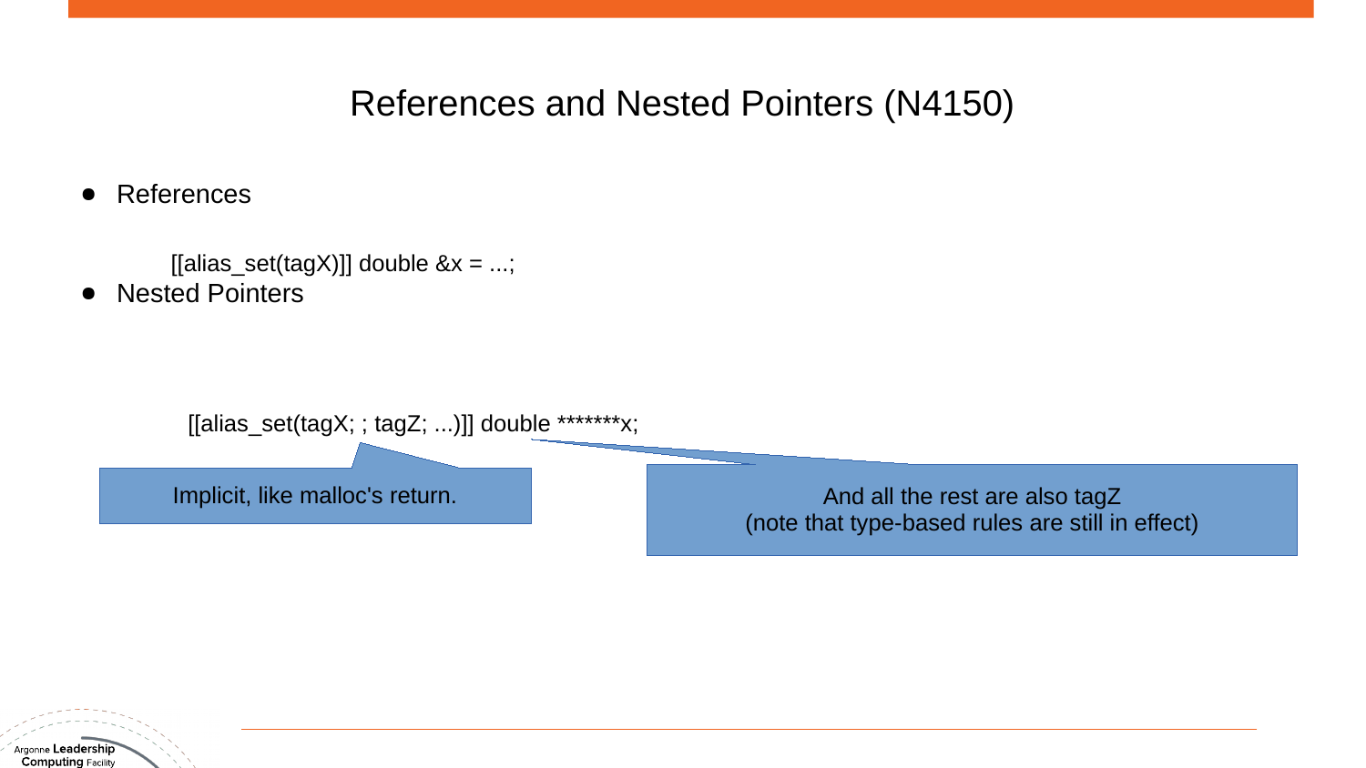# References and Nested Pointers (N4150)

- References

```
[[alias_set(tagX)]] double &x = ...;
```

- Nested Pointers

```
[[alias_set(tagX; ; tagZ; ...)]] double *******x;
```

Implicit, like malloc's return.

And all the rest are also tagZ
(note that type-based rules are still in effect)